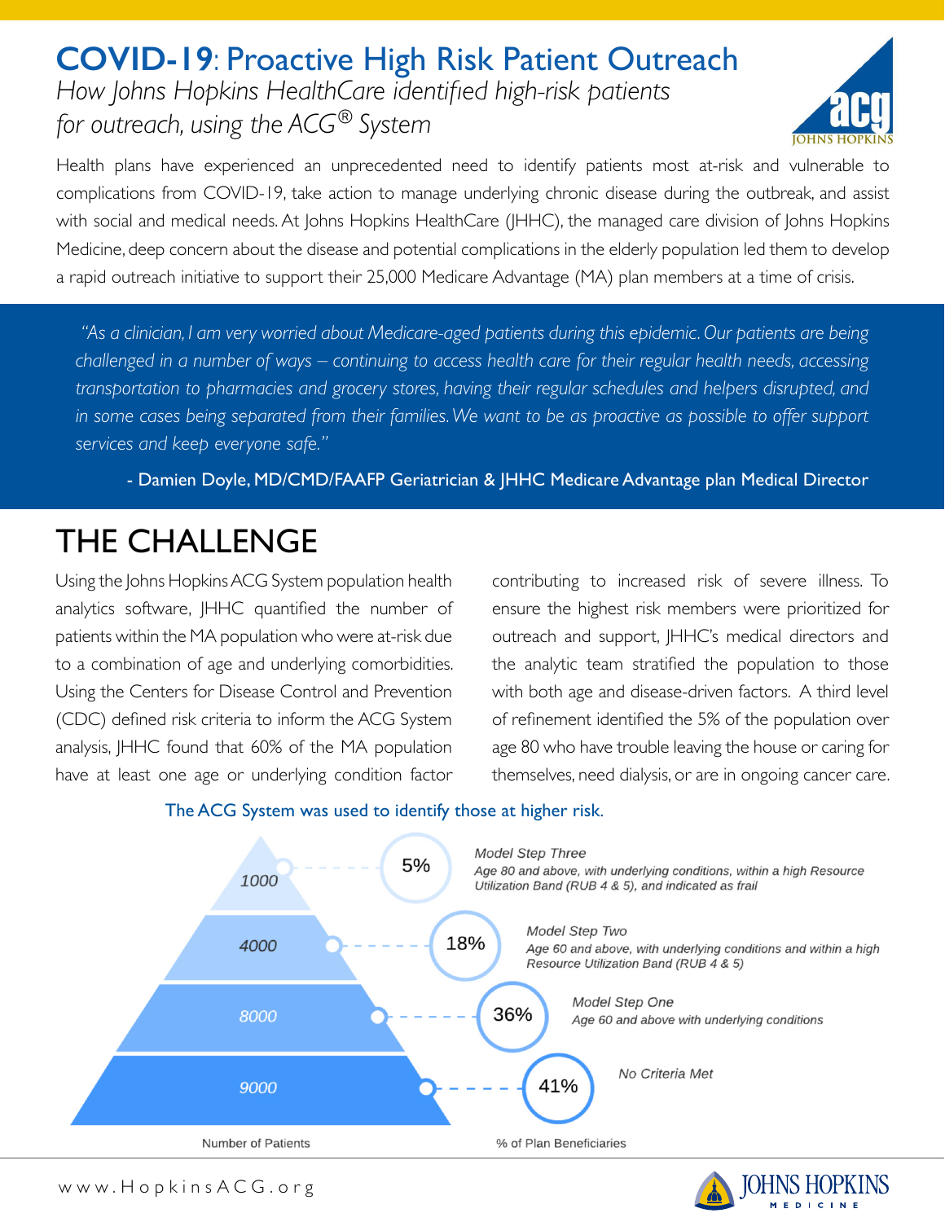# COVID-19: Proactive High Risk Patient Outreach

*How Johns Hopkins HealthCare identified high-risk patients for outreach, using the ACG® System*

Health plans have experienced an unprecedented need to identify patients most at-risk and vulnerable to complications from COVID-19, take action to manage underlying chronic disease during the outbreak, and assist with social and medical needs. At Johns Hopkins HealthCare (JHHC), the managed care division of Johns Hopkins Medicine, deep concern about the disease and potential complications in the elderly population led them to develop a rapid outreach initiative to support their 25,000 Medicare Advantage (MA) plan members at a time of crisis.

> *"As a clinician, I am very worried about Medicare-aged patients during this epidemic. Our patients are being challenged in a number of ways – continuing to access health care for their regular health needs, accessing transportation to pharmacies and grocery stores, having their regular schedules and helpers disrupted, and in some cases being separated from their families. We want to be as proactive as possible to offer support services and keep everyone safe."*
>
> **- Damien Doyle, MD/CMD/FAAFP Geriatrician & JHHC Medicare Advantage plan Medical Director**

## THE CHALLENGE

Using the Johns Hopkins ACG System population health analytics software, JHHC quantified the number of patients within the MA population who were at-risk due to a combination of age and underlying comorbidities. Using the Centers for Disease Control and Prevention (CDC) defined risk criteria to inform the ACG System analysis, JHHC found that 60% of the MA population have at least one age or underlying condition factor contributing to increased risk of severe illness. To ensure the highest risk members were prioritized for outreach and support, JHHC's medical directors and the analytic team stratified the population to those with both age and disease-driven factors. A third level of refinement identified the 5% of the population over age 80 who have trouble leaving the house or caring for themselves, need dialysis, or are in ongoing cancer care.

The ACG System was used to identify those at higher risk.

1000

5%

*Model Step Three*

*Age 80 and above, with underlying conditions, within a high Resource Utilization Band (RUB 4 & 5), and indicated as frail*

4000

18%

*Model Step Two*

*Age 60 and above, with underlying conditions and within a high Resource Utilization Band (RUB 4 & 5)*

8000

36%

*Model Step One*

*Age 60 and above with underlying conditions*

9000

41%

*No Criteria Met*

Number of Patients

% of Plan Beneficiaries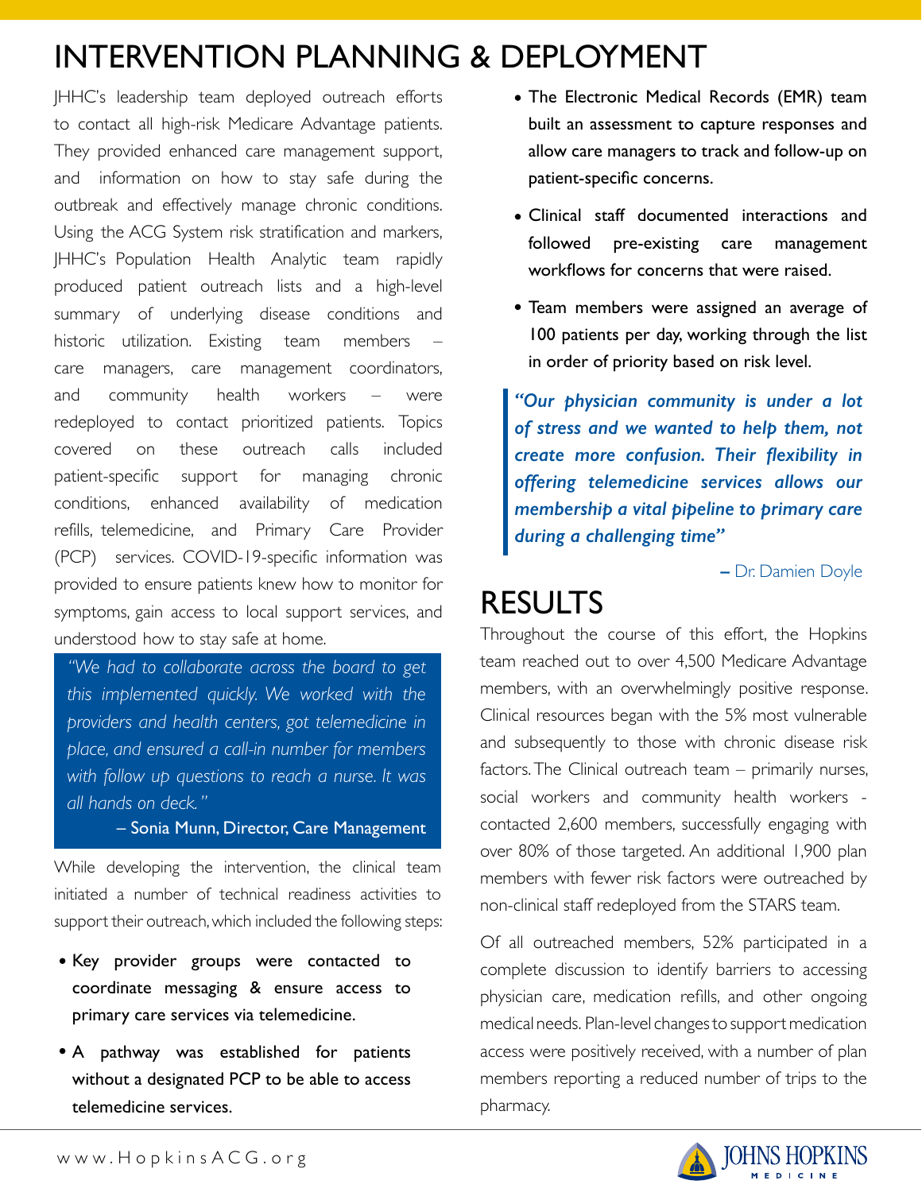# INTERVENTION PLANNING & DEPLOYMENT

JHHC's leadership team deployed outreach efforts to contact all high-risk Medicare Advantage patients. They provided enhanced care management support, and information on how to stay safe during the outbreak and effectively manage chronic conditions. Using the ACG System risk stratification and markers, JHHC's Population Health Analytic team rapidly produced patient outreach lists and a high-level summary of underlying disease conditions and historic utilization. Existing team members – care managers, care management coordinators, and community health workers – were redeployed to contact prioritized patients. Topics covered on these outreach calls included patient-specific support for managing chronic conditions, enhanced availability of medication refills, telemedicine, and Primary Care Provider (PCP) services. COVID-19-specific information was provided to ensure patients knew how to monitor for symptoms, gain access to local support services, and understood how to stay safe at home.

> *"We had to collaborate across the board to get this implemented quickly. We worked with the providers and health centers, got telemedicine in place, and ensured a call-in number for members with follow up questions to reach a nurse. It was all hands on deck."*
>
> – Sonia Munn, Director, Care Management

While developing the intervention, the clinical team initiated a number of technical readiness activities to support their outreach, which included the following steps:

- Key provider groups were contacted to coordinate messaging & ensure access to primary care services via telemedicine.
- A pathway was established for patients without a designated PCP to be able to access telemedicine services.
- The Electronic Medical Records (EMR) team built an assessment to capture responses and allow care managers to track and follow-up on patient-specific concerns.
- Clinical staff documented interactions and followed pre-existing care management workflows for concerns that were raised.
- Team members were assigned an average of 100 patients per day, working through the list in order of priority based on risk level.

> ***"Our physician community is under a lot of stress and we wanted to help them, not create more confusion. Their flexibility in offering telemedicine services allows our membership a vital pipeline to primary care during a challenging time"***
>
> – Dr. Damien Doyle

# RESULTS

Throughout the course of this effort, the Hopkins team reached out to over 4,500 Medicare Advantage members, with an overwhelmingly positive response. Clinical resources began with the 5% most vulnerable and subsequently to those with chronic disease risk factors. The Clinical outreach team – primarily nurses, social workers and community health workers - contacted 2,600 members, successfully engaging with over 80% of those targeted. An additional 1,900 plan members with fewer risk factors were outreached by non-clinical staff redeployed from the STARS team.

Of all outreached members, 52% participated in a complete discussion to identify barriers to accessing physician care, medication refills, and other ongoing medical needs. Plan-level changes to support medication access were positively received, with a number of plan members reporting a reduced number of trips to the pharmacy.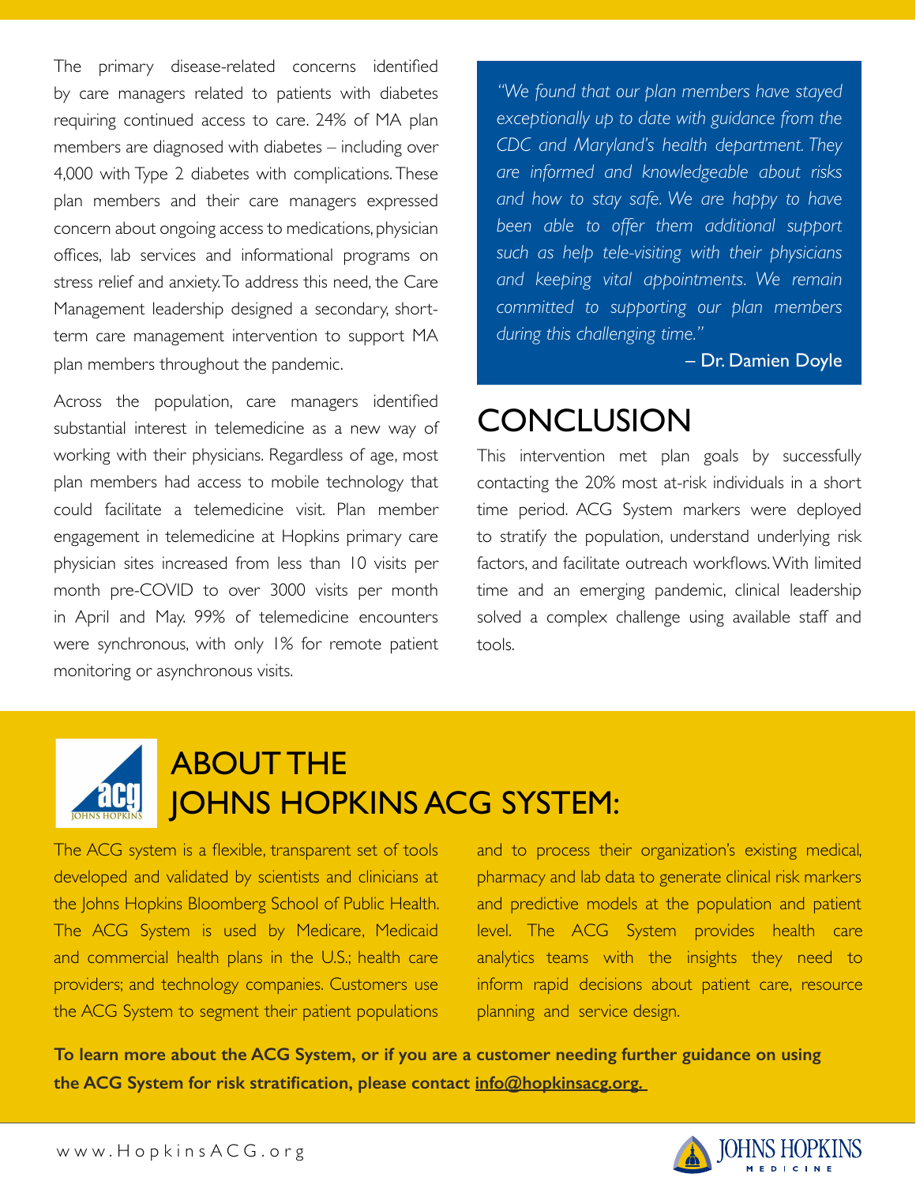The primary disease-related concerns identified by care managers related to patients with diabetes requiring continued access to care. 24% of MA plan members are diagnosed with diabetes – including over 4,000 with Type 2 diabetes with complications. These plan members and their care managers expressed concern about ongoing access to medications, physician offices, lab services and informational programs on stress relief and anxiety. To address this need, the Care Management leadership designed a secondary, short-term care management intervention to support MA plan members throughout the pandemic.

Across the population, care managers identified substantial interest in telemedicine as a new way of working with their physicians. Regardless of age, most plan members had access to mobile technology that could facilitate a telemedicine visit. Plan member engagement in telemedicine at Hopkins primary care physician sites increased from less than 10 visits per month pre-COVID to over 3000 visits per month in April and May. 99% of telemedicine encounters were synchronous, with only 1% for remote patient monitoring or asynchronous visits.

> *"We found that our plan members have stayed exceptionally up to date with guidance from the CDC and Maryland's health department. They are informed and knowledgeable about risks and how to stay safe. We are happy to have been able to offer them additional support such as help tele-visiting with their physicians and keeping vital appointments. We remain committed to supporting our plan members during this challenging time."*
>
> – Dr. Damien Doyle

## CONCLUSION

This intervention met plan goals by successfully contacting the 20% most at-risk individuals in a short time period. ACG System markers were deployed to stratify the population, understand underlying risk factors, and facilitate outreach workflows. With limited time and an emerging pandemic, clinical leadership solved a complex challenge using available staff and tools.

## ABOUT THE JOHNS HOPKINS ACG SYSTEM:

The ACG system is a flexible, transparent set of tools developed and validated by scientists and clinicians at the Johns Hopkins Bloomberg School of Public Health. The ACG System is used by Medicare, Medicaid and commercial health plans in the U.S.; health care providers; and technology companies. Customers use the ACG System to segment their patient populations and to process their organization's existing medical, pharmacy and lab data to generate clinical risk markers and predictive models at the population and patient level. The ACG System provides health care analytics teams with the insights they need to inform rapid decisions about patient care, resource planning and service design.

**To learn more about the ACG System, or if you are a customer needing further guidance on using the ACG System for risk stratification, please contact info@hopkinsacg.org.**

www.HopkinsACG.org